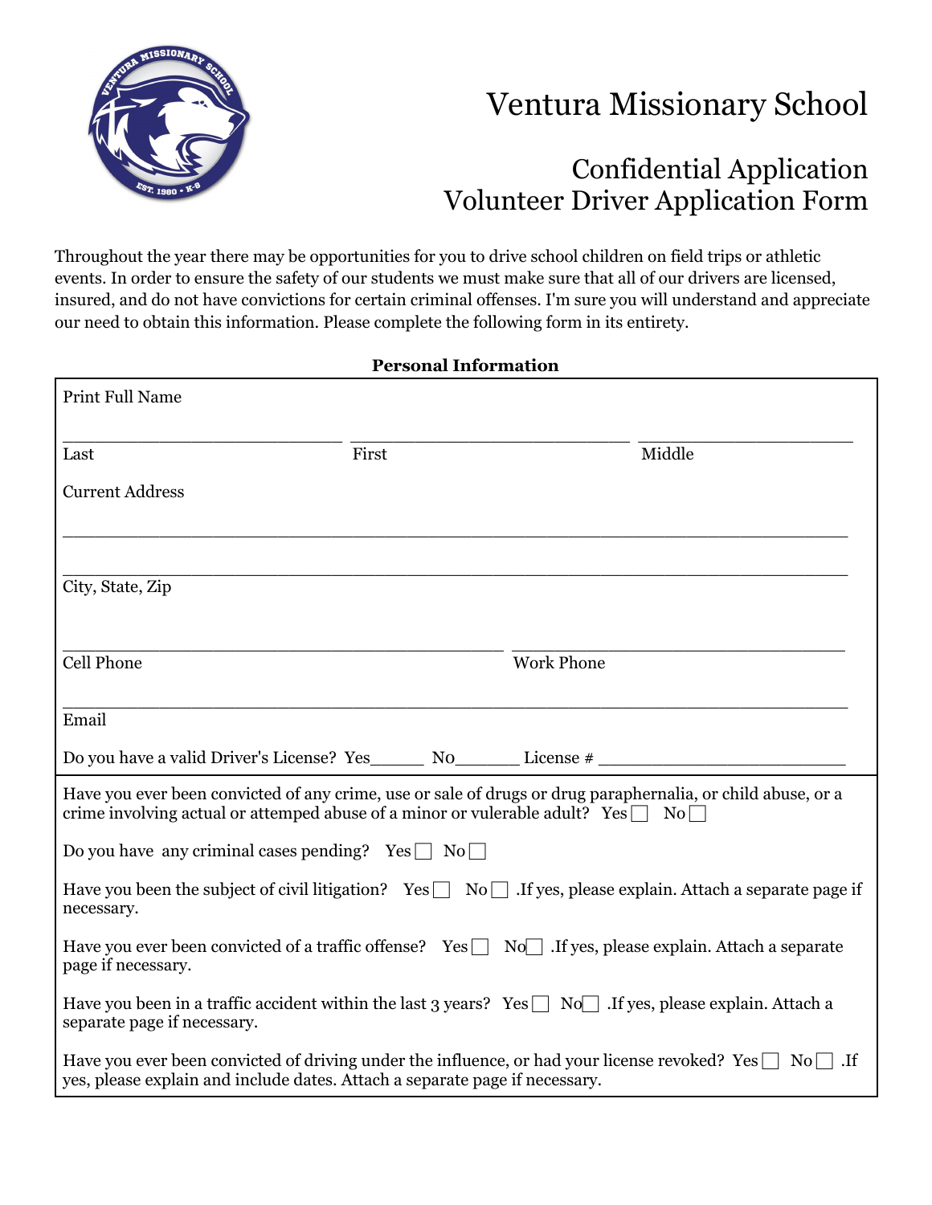# Ventura Missionary School

## Confidential Application
## Volunteer Driver Application Form

Throughout the year there may be opportunities for you to drive school children on field trips or athletic events. In order to ensure the safety of our students we must make sure that all of our drivers are licensed, insured, and do not have convictions for certain criminal offenses. I'm sure you will understand and appreciate our need to obtain this information. Please complete the following form in its entirety.

**Personal Information**

Print Full Name

___________________________ ___________________________ ______________________

Last First Middle

Current Address

_____________________________________________________________________________

_____________________________________________________________________________

City, State, Zip

___________________________________________ ________________________________

Cell Phone Work Phone

_____________________________________________________________________________

Email

Do you have a valid Driver's License? Yes_____ No______ License # ________________________

Have you ever been convicted of any crime, use or sale of drugs or drug paraphernalia, or child abuse, or a crime involving actual or attemped abuse of a minor or vulerable adult? Yes ☐ No ☐

Do you have any criminal cases pending? Yes ☐ No ☐

Have you been the subject of civil litigation? Yes ☐ No ☐ .If yes, please explain. Attach a separate page if necessary.

Have you ever been convicted of a traffic offense? Yes ☐ No ☐ .If yes, please explain. Attach a separate page if necessary.

Have you been in a traffic accident within the last 3 years? Yes ☐ No ☐ .If yes, please explain. Attach a separate page if necessary.

Have you ever been convicted of driving under the influence, or had your license revoked? Yes ☐ No ☐ .If yes, please explain and include dates. Attach a separate page if necessary.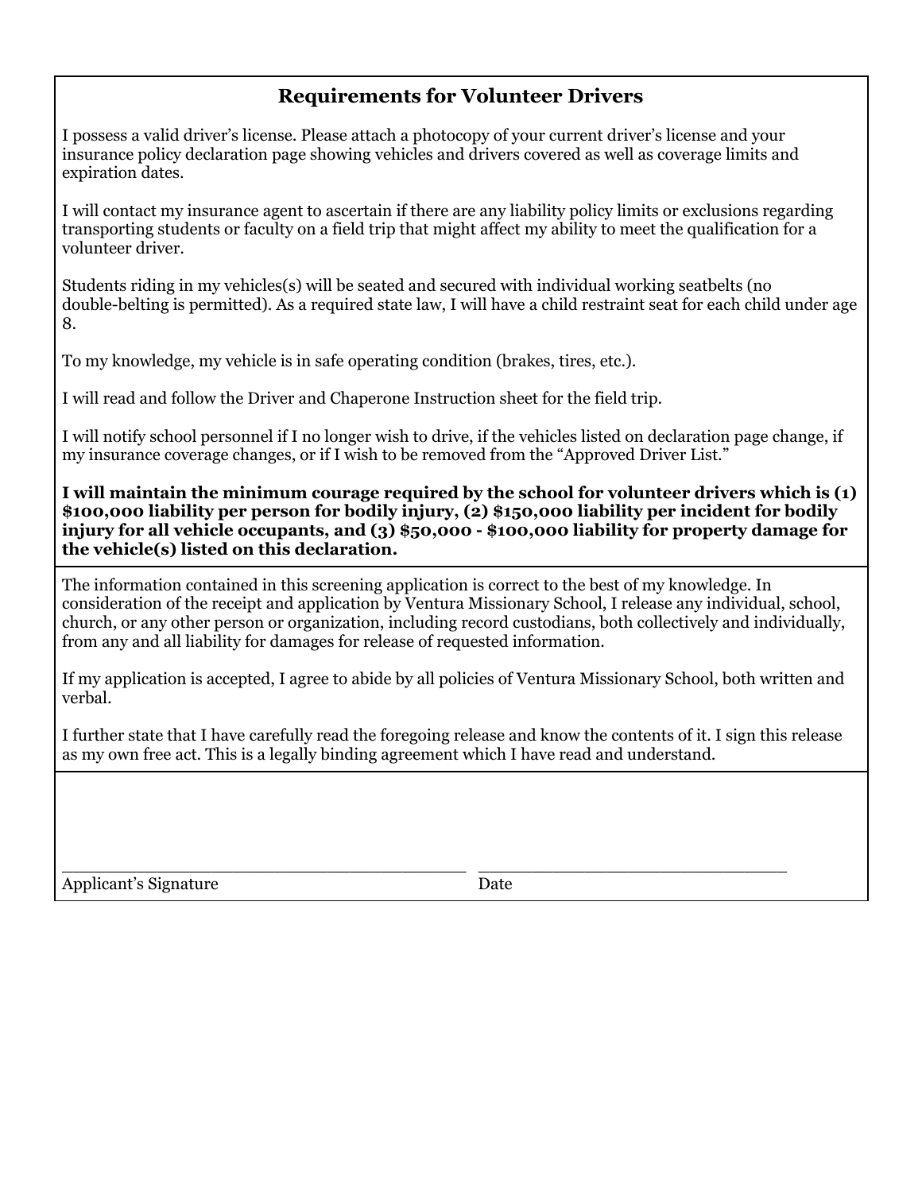## Requirements for Volunteer Drivers

I possess a valid driver's license. Please attach a photocopy of your current driver's license and your insurance policy declaration page showing vehicles and drivers covered as well as coverage limits and expiration dates.

I will contact my insurance agent to ascertain if there are any liability policy limits or exclusions regarding transporting students or faculty on a field trip that might affect my ability to meet the qualification for a volunteer driver.

Students riding in my vehicles(s) will be seated and secured with individual working seatbelts (no double-belting is permitted). As a required state law, I will have a child restraint seat for each child under age 8.

To my knowledge, my vehicle is in safe operating condition (brakes, tires, etc.).

I will read and follow the Driver and Chaperone Instruction sheet for the field trip.

I will notify school personnel if I no longer wish to drive, if the vehicles listed on declaration page change, if my insurance coverage changes, or if I wish to be removed from the "Approved Driver List."

**I will maintain the minimum courage required by the school for volunteer drivers which is (1) $100,000 liability per person for bodily injury, (2) $150,000 liability per incident for bodily injury for all vehicle occupants, and (3) $50,000 - $100,000 liability for property damage for the vehicle(s) listed on this declaration.**

The information contained in this screening application is correct to the best of my knowledge. In consideration of the receipt and application by Ventura Missionary School, I release any individual, school, church, or any other person or organization, including record custodians, both collectively and individually, from any and all liability for damages for release of requested information.

If my application is accepted, I agree to abide by all policies of Ventura Missionary School, both written and verbal.

I further state that I have carefully read the foregoing release and know the contents of it. I sign this release as my own free act. This is a legally binding agreement which I have read and understand.

_______________________________________ ______________________________

Applicant's Signature Date